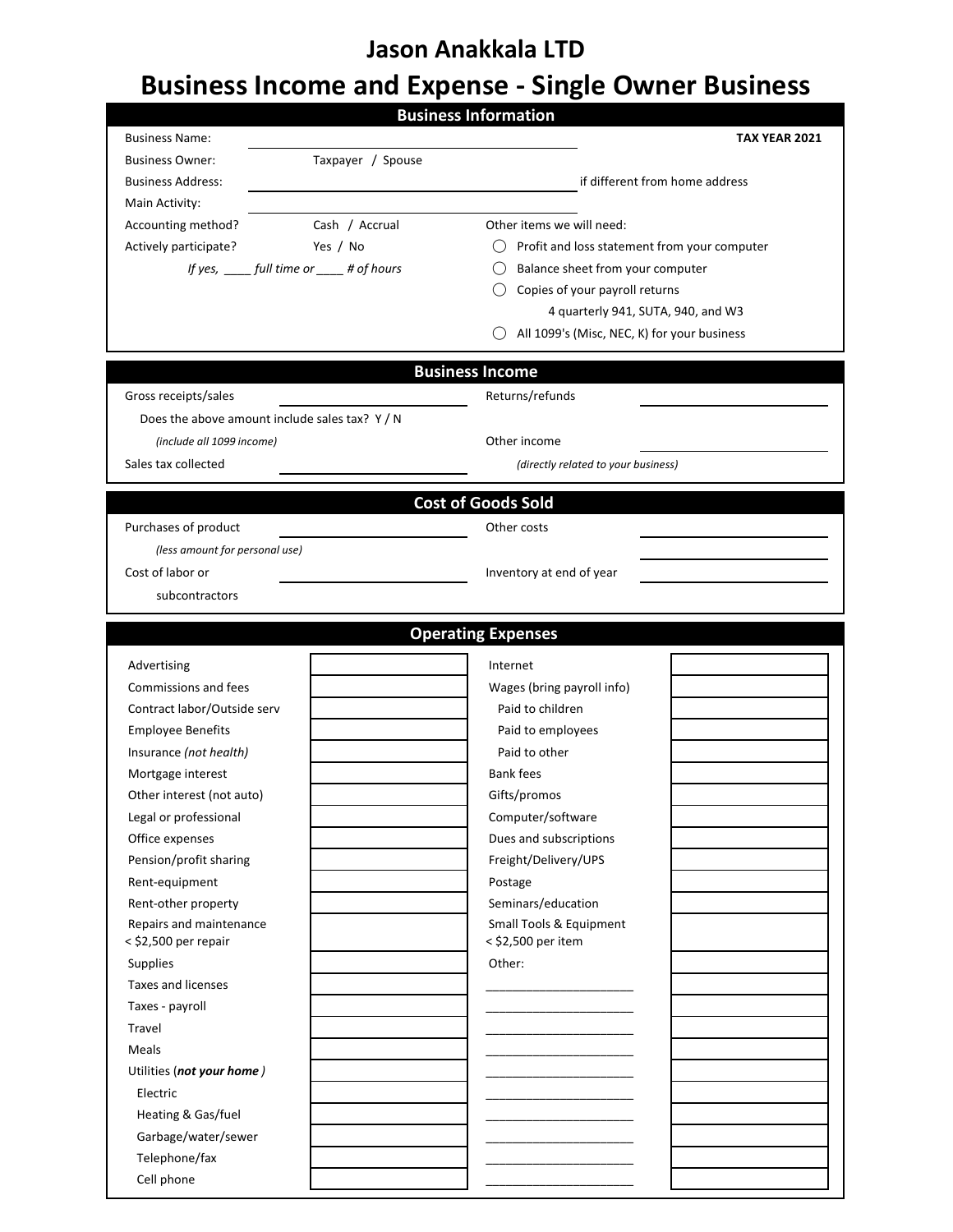# Jason Anakkala LTD

# Business Income and Expense - Single Owner Business

## Business Information

Business Name: ______________________ **TAX YEAR 2021**

Business Owner: Taxpayer / Spouse

Business Address: ______________________ if different from home address

Main Activity: ______________________

Accounting method? Cash / Accrual

Actively participate? Yes / No

*If yes, ____ full time or ____ # of hours*

Other items we will need:

- ◯ Profit and loss statement from your computer
- ◯ Balance sheet from your computer
- ◯ Copies of your payroll returns
  - 4 quarterly 941, SUTA, 940, and W3
- ◯ All 1099's (Misc, NEC, K) for your business

## Business Income

| | | | |
|---|---|---|---|
| Gross receipts/sales | | Returns/refunds | |
| Does the above amount include sales tax? Y / N | | | |
| *(include all 1099 income)* | | Other income | |
| Sales tax collected | | *(directly related to your business)* | |

## Cost of Goods Sold

| | | | |
|---|---|---|---|
| Purchases of product | | Other costs | |
| *(less amount for personal use)* | | | |
| Cost of labor or subcontractors | | Inventory at end of year | |

## Operating Expenses

| | | | |
|---|---|---|---|
| Advertising | | Internet | |
| Commissions and fees | | Wages (bring payroll info) | |
| Contract labor/Outside serv | | Paid to children | |
| Employee Benefits | | Paid to employees | |
| Insurance *(not health)* | | Paid to other | |
| Mortgage interest | | Bank fees | |
| Other interest (not auto) | | Gifts/promos | |
| Legal or professional | | Computer/software | |
| Office expenses | | Dues and subscriptions | |
| Pension/profit sharing | | Freight/Delivery/UPS | |
| Rent-equipment | | Postage | |
| Rent-other property | | Seminars/education | |
| Repairs and maintenance < $2,500 per repair | | Small Tools & Equipment < $2,500 per item | |
| Supplies | | Other: | |
| Taxes and licenses | | ______________________ | |
| Taxes - payroll | | ______________________ | |
| Travel | | ______________________ | |
| Meals | | ______________________ | |
| Utilities (***not your home***) | | ______________________ | |
| Electric | | ______________________ | |
| Heating & Gas/fuel | | ______________________ | |
| Garbage/water/sewer | | ______________________ | |
| Telephone/fax | | ______________________ | |
| Cell phone | | ______________________ | |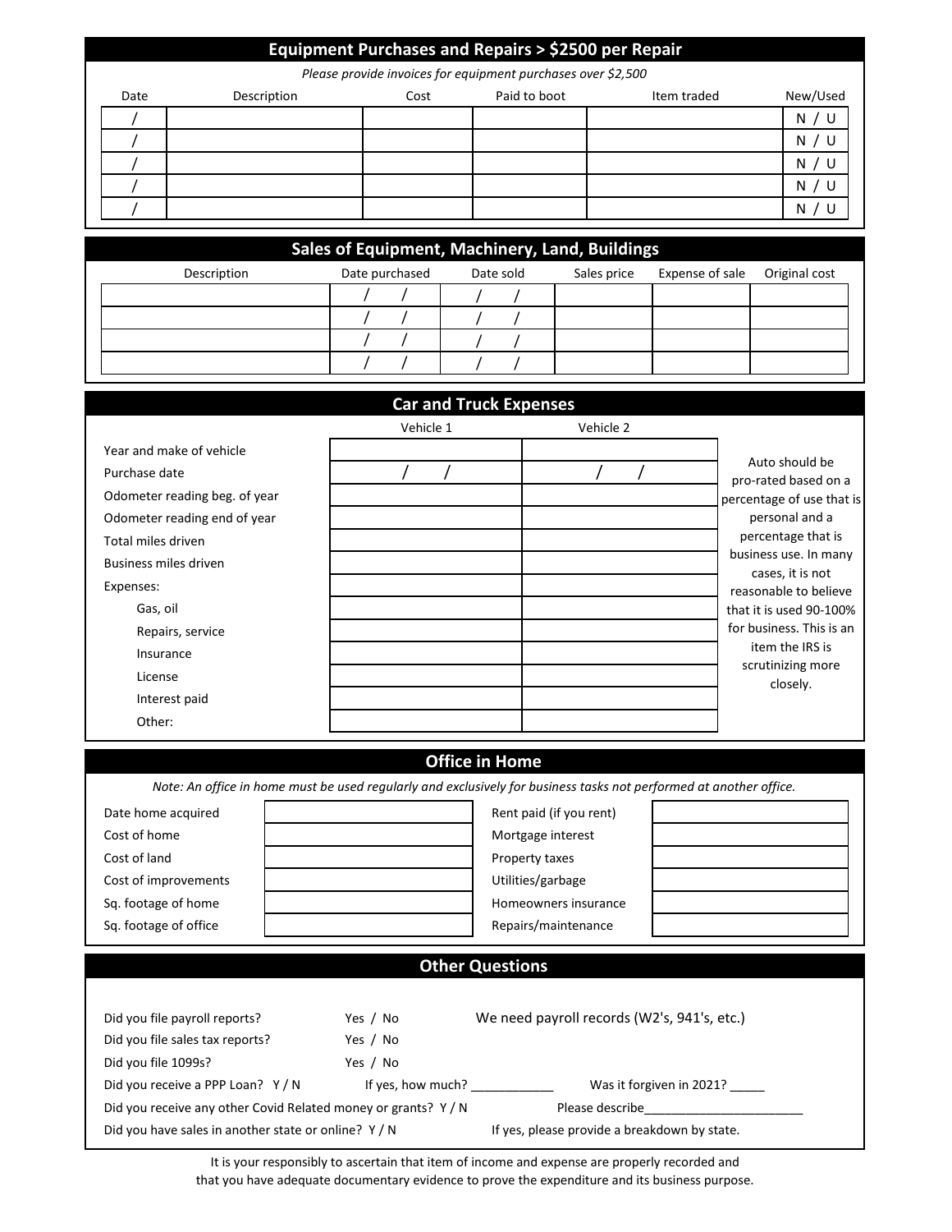## Equipment Purchases and Repairs > $2500 per Repair

*Please provide invoices for equipment purchases over $2,500*

| Date | Description | Cost | Paid to boot | Item traded | New/Used |
|---|---|---|---|---|---|
| / | | | | | N / U |
| / | | | | | N / U |
| / | | | | | N / U |
| / | | | | | N / U |
| / | | | | | N / U |

## Sales of Equipment, Machinery, Land, Buildings

| Description | Date purchased | Date sold | Sales price | Expense of sale | Original cost |
|---|---|---|---|---|---|
| | / / | / / | | | |
| | / / | / / | | | |
| | / / | / / | | | |
| | / / | / / | | | |

## Car and Truck Expenses

| | Vehicle 1 | Vehicle 2 |
|---|---|---|
| Year and make of vehicle | | |
| Purchase date | / / | / / |
| Odometer reading beg. of year | | |
| Odometer reading end of year | | |
| Total miles driven | | |
| Business miles driven | | |
| Expenses: | | |
| Gas, oil | | |
| Repairs, service | | |
| Insurance | | |
| License | | |
| Interest paid | | |
| Other: | | |

Auto should be pro-rated based on a percentage of use that is personal and a percentage that is business use. In many cases, it is not reasonable to believe that it is used 90-100% for business. This is an item the IRS is scrutinizing more closely.

## Office in Home

*Note: An office in home must be used regularly and exclusively for business tasks not performed at another office.*

| | | | |
|---|---|---|---|
| Date home acquired | | Rent paid (if you rent) | |
| Cost of home | | Mortgage interest | |
| Cost of land | | Property taxes | |
| Cost of improvements | | Utilities/garbage | |
| Sq. footage of home | | Homeowners insurance | |
| Sq. footage of office | | Repairs/maintenance | |

## Other Questions

Did you file payroll reports? Yes / No — We need payroll records (W2's, 941's, etc.)

Did you file sales tax reports? Yes / No

Did you file 1099s? Yes / No

Did you receive a PPP Loan? Y / N — If yes, how much? ____________ — Was it forgiven in 2021? _____

Did you receive any other Covid Related money or grants? Y / N — Please describe_______________________

Did you have sales in another state or online? Y / N — If yes, please provide a breakdown by state.

It is your responsibly to ascertain that item of income and expense are properly recorded and that you have adequate documentary evidence to prove the expenditure and its business purpose.